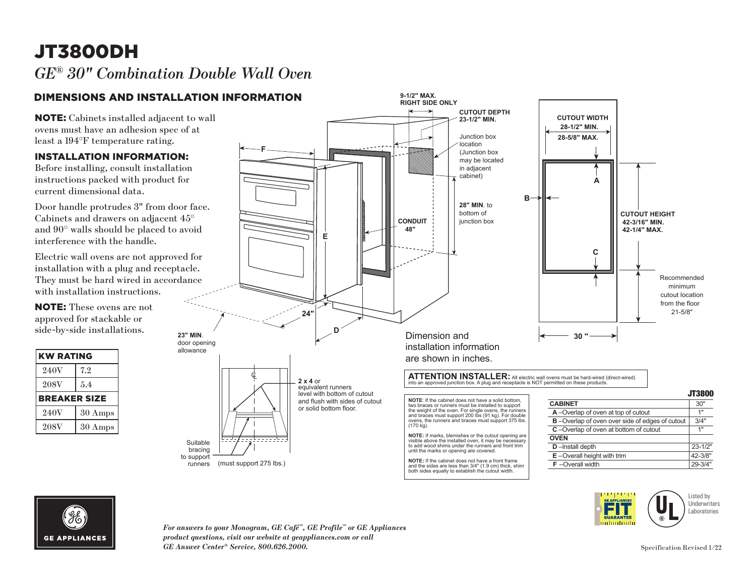# JT3800DH

*GE® 30" Combination Double Wall Oven*

## DIMENSIONS AND INSTALLATION INFORMATION

**NOTE:** Cabinets installed adjacent to wall ovens must have an adhesion spec of at least a 194°F temperature rating.

### INSTALLATION INFORMATION:

Before installing, consult installation instructions packed with product for current dimensional data.

Door handle protrudes 3" from door face. Cabinets and drawers on adjacent 45° and 90° walls should be placed to avoid interference with the handle.

Electric wall ovens are not approved for installation with a plug and receptacle. They must be hard wired in accordance with installation instructions.

**NOTE:** These ovens are not approved for stackable or side-by-side installations.

| KW RATING | |
|---|---|
| 240V | 7.2 |
| 208V | 5.4 |
| **BREAKER SIZE** | |
| 240V | 30 Amps |
| 208V | 30 Amps |

9-1/2" MAX. RIGHT SIDE ONLY

CUTOUT DEPTH 23-1/2" MIN.

Junction box location (Junction box may be located in adjacent cabinet)

28" MIN. to bottom of junction box

CONDUIT 48"

23" MIN. door opening allowance

24"

CUTOUT WIDTH 28-1/2" MIN. 28-5/8" MAX.

CUTOUT HEIGHT 42-3/16" MIN. 42-1/4" MAX.

Recommended minimum cutout location from the floor 21-5/8"

30"

Dimension and installation information are shown in inches.

**2 x 4** or equivalent runners level with bottom of cutout and flush with sides of cutout or solid bottom floor.

Suitable bracing to support runners (must support 275 lbs.)

**ATTENTION INSTALLER:** All electric wall ovens must be hard-wired (direct-wired) into an approved junction box. A plug and receptacle is NOT permitted on these products.

**NOTE**: If the cabinet does not have a solid bottom, two braces or runners must be installed to support the weight of the oven. For single ovens, the runners and braces must support 200 lbs (91 kg). For double ovens, the runners and braces must support 375 lbs. (170 kg).

**NOTE:** If marks, blemishes or the cutout opening are visible above the installed oven, it may be necessary to add wood shims under the runners and front trim until the marks or opening are covered.

**NOTE:** If the cabinet does not have a front frame and the sides are less than 3/4" (1.9 cm) thick, shim both sides equally to establish the cutout width.

| JT3800 | |
|---|---|
| **CABINET** | 30" |
| **A** –Overlap of oven at top of cutout | 1" |
| **B** –Overlap of oven over side of edges of cutout | 3/4" |
| **C** –Overlap of oven at bottom of cutout | 1" |
| **OVEN** | |
| **D** –Install depth | 23-1/2" |
| **E** –Overall height with trim | 42-3/8" |
| **F** –Overall width | 29-3/4" |

GE APPLIANCES

*For answers to your Monogram, GE Café™, GE Profile™ or GE Appliances product questions, visit our website at geappliances.com or call GE Answer Center® Service, 800.626.2000.*

Listed by Underwriters Laboratories

Specification Revised 1/22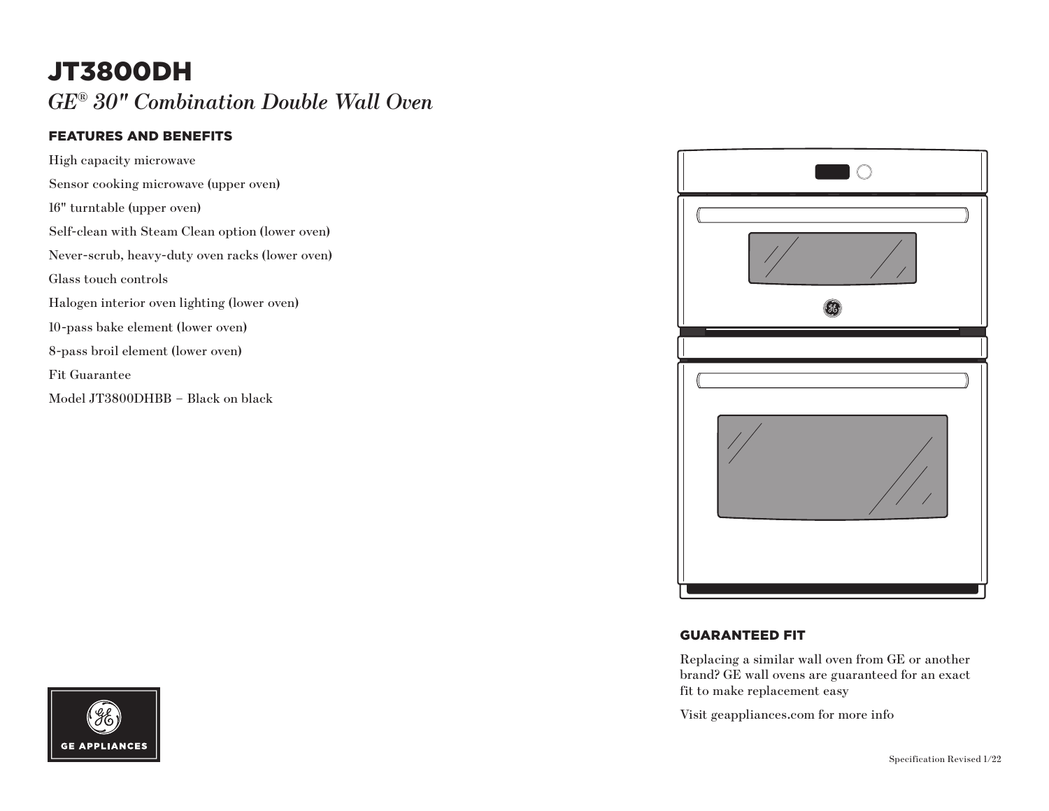# JT3800DH

*GE® 30" Combination Double Wall Oven*

## FEATURES AND BENEFITS

High capacity microwave

Sensor cooking microwave (upper oven)

16" turntable (upper oven)

Self-clean with Steam Clean option (lower oven)

Never-scrub, heavy-duty oven racks (lower oven)

Glass touch controls

Halogen interior oven lighting (lower oven)

10-pass bake element (lower oven)

8-pass broil element (lower oven)

Fit Guarantee

Model JT3800DHBB – Black on black

## GUARANTEED FIT

Replacing a similar wall oven from GE or another brand? GE wall ovens are guaranteed for an exact fit to make replacement easy

Visit geappliances.com for more info

GE APPLIANCES

Specification Revised 1/22